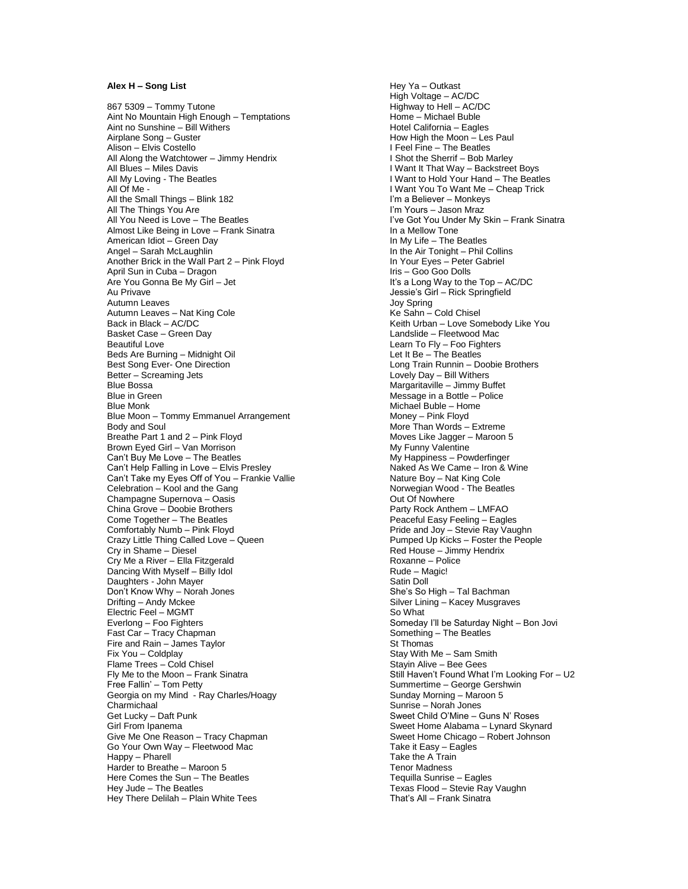**Alex H – Song List**

867 5309 – Tommy Tutone
Aint No Mountain High Enough – Temptations
Aint no Sunshine – Bill Withers
Airplane Song – Guster
Alison – Elvis Costello
All Along the Watchtower – Jimmy Hendrix
All Blues – Miles Davis
All My Loving - The Beatles
All Of Me -
All the Small Things – Blink 182
All The Things You Are
All You Need is Love – The Beatles
Almost Like Being in Love – Frank Sinatra
American Idiot – Green Day
Angel – Sarah McLaughlin
Another Brick in the Wall Part 2 – Pink Floyd
April Sun in Cuba – Dragon
Are You Gonna Be My Girl – Jet
Au Privave
Autumn Leaves
Autumn Leaves – Nat King Cole
Back in Black – AC/DC
Basket Case – Green Day
Beautiful Love
Beds Are Burning – Midnight Oil
Best Song Ever- One Direction
Better – Screaming Jets
Blue Bossa
Blue in Green
Blue Monk
Blue Moon – Tommy Emmanuel Arrangement
Body and Soul
Breathe Part 1 and 2 – Pink Floyd
Brown Eyed Girl – Van Morrison
Can't Buy Me Love – The Beatles
Can't Help Falling in Love – Elvis Presley
Can't Take my Eyes Off of You – Frankie Vallie
Celebration – Kool and the Gang
Champagne Supernova – Oasis
China Grove – Doobie Brothers
Come Together – The Beatles
Comfortably Numb – Pink Floyd
Crazy Little Thing Called Love – Queen
Cry in Shame – Diesel
Cry Me a River – Ella Fitzgerald
Dancing With Myself – Billy Idol
Daughters - John Mayer
Don't Know Why – Norah Jones
Drifting – Andy Mckee
Electric Feel – MGMT
Everlong – Foo Fighters
Fast Car – Tracy Chapman
Fire and Rain – James Taylor
Fix You – Coldplay
Flame Trees – Cold Chisel
Fly Me to the Moon – Frank Sinatra
Free Fallin' – Tom Petty
Georgia on my Mind - Ray Charles/Hoagy Charmichaal
Get Lucky – Daft Punk
Girl From Ipanema
Give Me One Reason – Tracy Chapman
Go Your Own Way – Fleetwood Mac
Happy – Pharell
Harder to Breathe – Maroon 5
Here Comes the Sun – The Beatles
Hey Jude – The Beatles
Hey There Delilah – Plain White Tees
Hey Ya – Outkast
High Voltage – AC/DC
Highway to Hell – AC/DC
Home – Michael Buble
Hotel California – Eagles
How High the Moon – Les Paul
I Feel Fine – The Beatles
I Shot the Sherrif – Bob Marley
I Want It That Way – Backstreet Boys
I Want to Hold Your Hand – The Beatles
I Want You To Want Me – Cheap Trick
I'm a Believer – Monkeys
I'm Yours – Jason Mraz
I've Got You Under My Skin – Frank Sinatra
In a Mellow Tone
In My Life – The Beatles
In the Air Tonight – Phil Collins
In Your Eyes – Peter Gabriel
Iris – Goo Goo Dolls
It's a Long Way to the Top – AC/DC
Jessie's Girl – Rick Springfield
Joy Spring
Ke Sahn – Cold Chisel
Keith Urban – Love Somebody Like You
Landslide – Fleetwood Mac
Learn To Fly – Foo Fighters
Let It Be – The Beatles
Long Train Runnin – Doobie Brothers
Lovely Day – Bill Withers
Margaritaville – Jimmy Buffet
Message in a Bottle – Police
Michael Buble – Home
Money – Pink Floyd
More Than Words – Extreme
Moves Like Jagger – Maroon 5
My Funny Valentine
My Happiness – Powderfinger
Naked As We Came – Iron & Wine
Nature Boy – Nat King Cole
Norwegian Wood - The Beatles
Out Of Nowhere
Party Rock Anthem – LMFAO
Peaceful Easy Feeling – Eagles
Pride and Joy – Stevie Ray Vaughn
Pumped Up Kicks – Foster the People
Red House – Jimmy Hendrix
Roxanne – Police
Rude – Magic!
Satin Doll
She's So High – Tal Bachman
Silver Lining – Kacey Musgraves
So What
Someday I'll be Saturday Night – Bon Jovi
Something – The Beatles
St Thomas
Stay With Me – Sam Smith
Stayin Alive – Bee Gees
Still Haven't Found What I'm Looking For – U2
Summertime – George Gershwin
Sunday Morning – Maroon 5
Sunrise – Norah Jones
Sweet Child O'Mine – Guns N' Roses
Sweet Home Alabama – Lynard Skynard
Sweet Home Chicago – Robert Johnson
Take it Easy – Eagles
Take the A Train
Tenor Madness
Tequilla Sunrise – Eagles
Texas Flood – Stevie Ray Vaughn
That's All – Frank Sinatra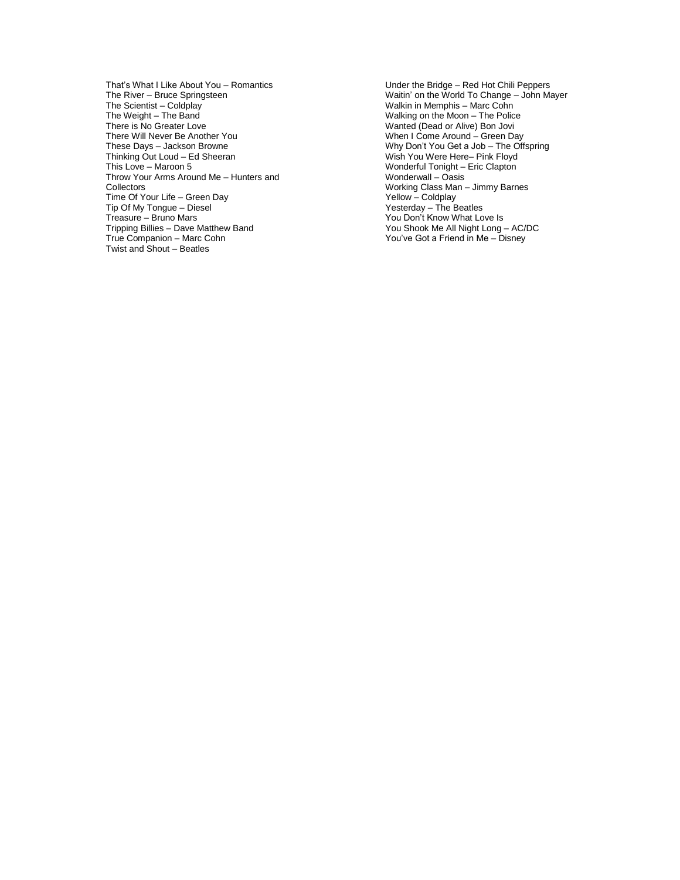That's What I Like About You – Romantics
The River – Bruce Springsteen
The Scientist – Coldplay
The Weight – The Band
There is No Greater Love
There Will Never Be Another You
These Days – Jackson Browne
Thinking Out Loud – Ed Sheeran
This Love – Maroon 5
Throw Your Arms Around Me – Hunters and Collectors
Time Of Your Life – Green Day
Tip Of My Tongue – Diesel
Treasure – Bruno Mars
Tripping Billies – Dave Matthew Band
True Companion – Marc Cohn
Twist and Shout – Beatles
Under the Bridge – Red Hot Chili Peppers
Waitin' on the World To Change – John Mayer
Walkin in Memphis – Marc Cohn
Walking on the Moon – The Police
Wanted (Dead or Alive) Bon Jovi
When I Come Around – Green Day
Why Don't You Get a Job – The Offspring
Wish You Were Here– Pink Floyd
Wonderful Tonight – Eric Clapton
Wonderwall – Oasis
Working Class Man – Jimmy Barnes
Yellow – Coldplay
Yesterday – The Beatles
You Don't Know What Love Is
You Shook Me All Night Long – AC/DC
You've Got a Friend in Me – Disney